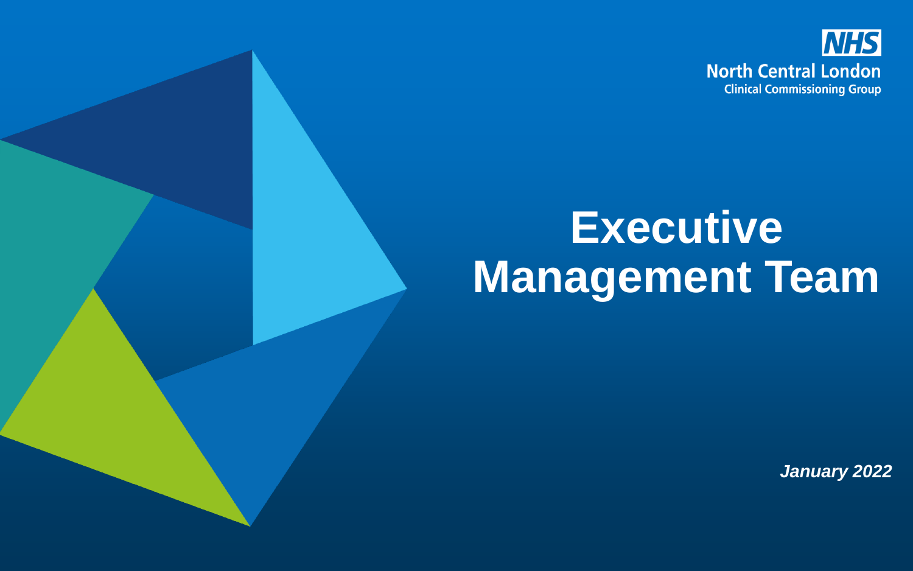NHS
North Central London
Clinical Commissioning Group

# Executive Management Team

***January 2022***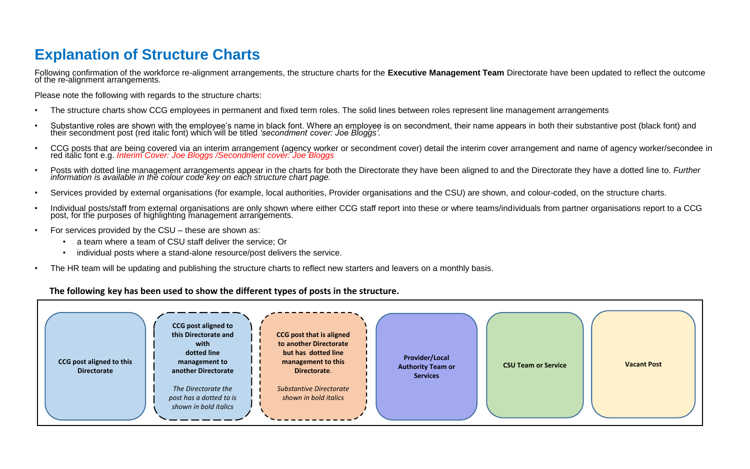# Explanation of Structure Charts

Following confirmation of the workforce re-alignment arrangements, the structure charts for the **Executive Management Team** Directorate have been updated to reflect the outcome of the re-alignment arrangements.

Please note the following with regards to the structure charts:

- The structure charts show CCG employees in permanent and fixed term roles. The solid lines between roles represent line management arrangements
- Substantive roles are shown with the employee's name in black font. Where an employee is on secondment, their name appears in both their substantive post (black font) and their secondment post (red italic font) which will be titled *'secondment cover: Joe Bloggs'.*
- CCG posts that are being covered via an interim arrangement (agency worker or secondment cover) detail the interim cover arrangement and name of agency worker/secondee in red italic font e.g. *Interim Cover: Joe Bloggs /Secondment cover: Joe Bloggs*
- Posts with dotted line management arrangements appear in the charts for both the Directorate they have been aligned to and the Directorate they have a dotted line to. *Further information is available in the colour code key on each structure chart page.*
- Services provided by external organisations (for example, local authorities, Provider organisations and the CSU) are shown, and colour-coded, on the structure charts.
- Individual posts/staff from external organisations are only shown where either CCG staff report into these or where teams/individuals from partner organisations report to a CCG post, for the purposes of highlighting management arrangements.
- For services provided by the CSU – these are shown as:
  - a team where a team of CSU staff deliver the service; Or
  - individual posts where a stand-alone resource/post delivers the service.
- The HR team will be updating and publishing the structure charts to reflect new starters and leavers on a monthly basis.

**The following key has been used to show the different types of posts in the structure.**

| **CCG post aligned to this Directorate** | **CCG post aligned to this Directorate and with dotted line management to another Directorate** *The Directorate the post has a dotted to is shown in bold italics* | **CCG post that is aligned to another Directorate but has dotted line management to this Directorate.** *Substantive Directorate shown in bold italics* | **Provider/Local Authority Team or Services** | **CSU Team or Service** | **Vacant Post** |
|---|---|---|---|---|---|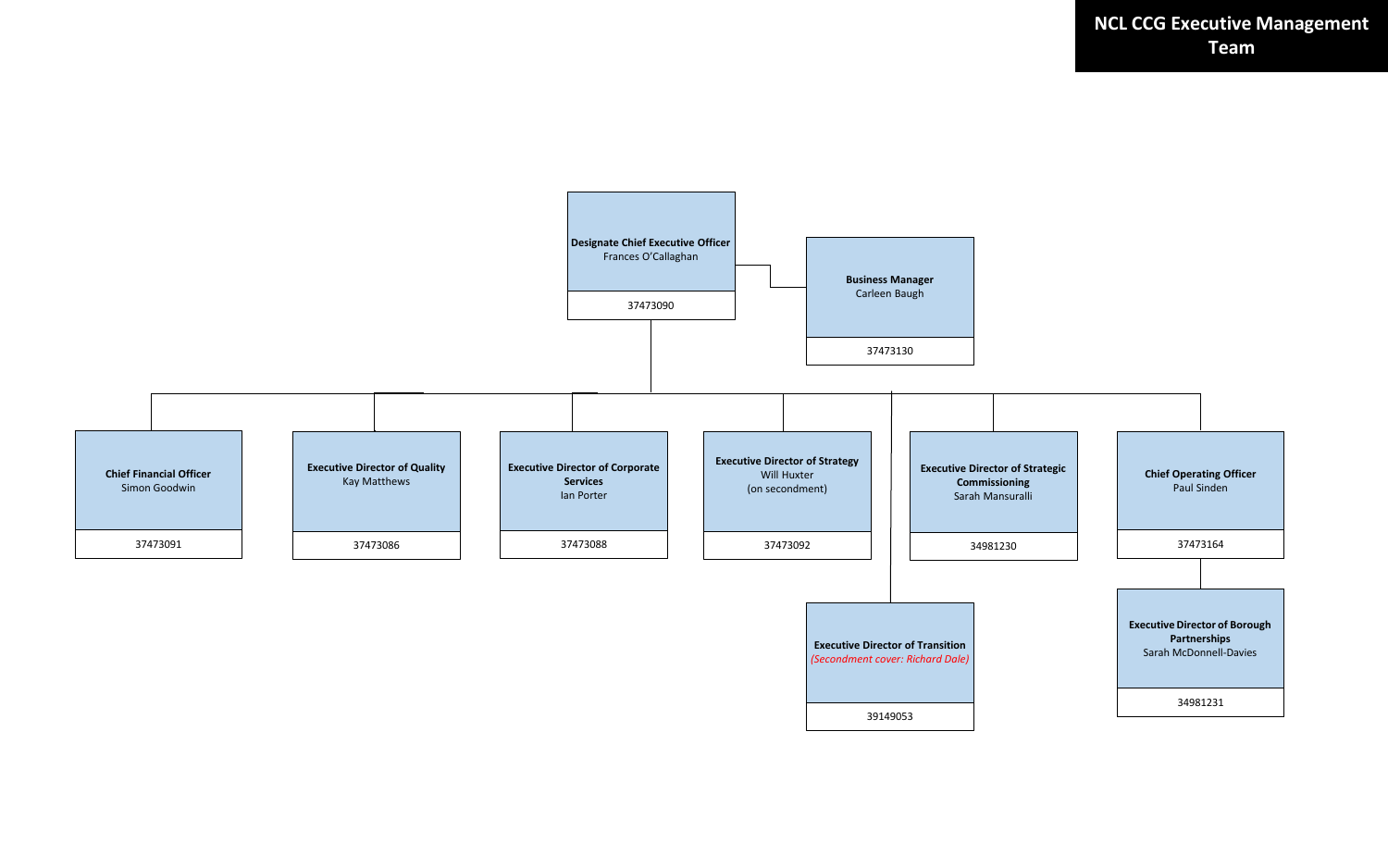# NCL CCG Executive Management Team

**Designate Chief Executive Officer**
Frances O'Callaghan
37473090

**Business Manager**
Carleen Baugh
37473130

**Chief Financial Officer**
Simon Goodwin
37473091

**Executive Director of Quality**
Kay Matthews
37473086

**Executive Director of Corporate Services**
Ian Porter
37473088

**Executive Director of Strategy**
Will Huxter
(on secondment)
37473092

**Executive Director of Strategic Commissioning**
Sarah Mansuralli
34981230

**Chief Operating Officer**
Paul Sinden
37473164

**Executive Director of Transition**
*(Secondment cover: Richard Dale)*
39149053

**Executive Director of Borough Partnerships**
Sarah McDonnell-Davies
34981231